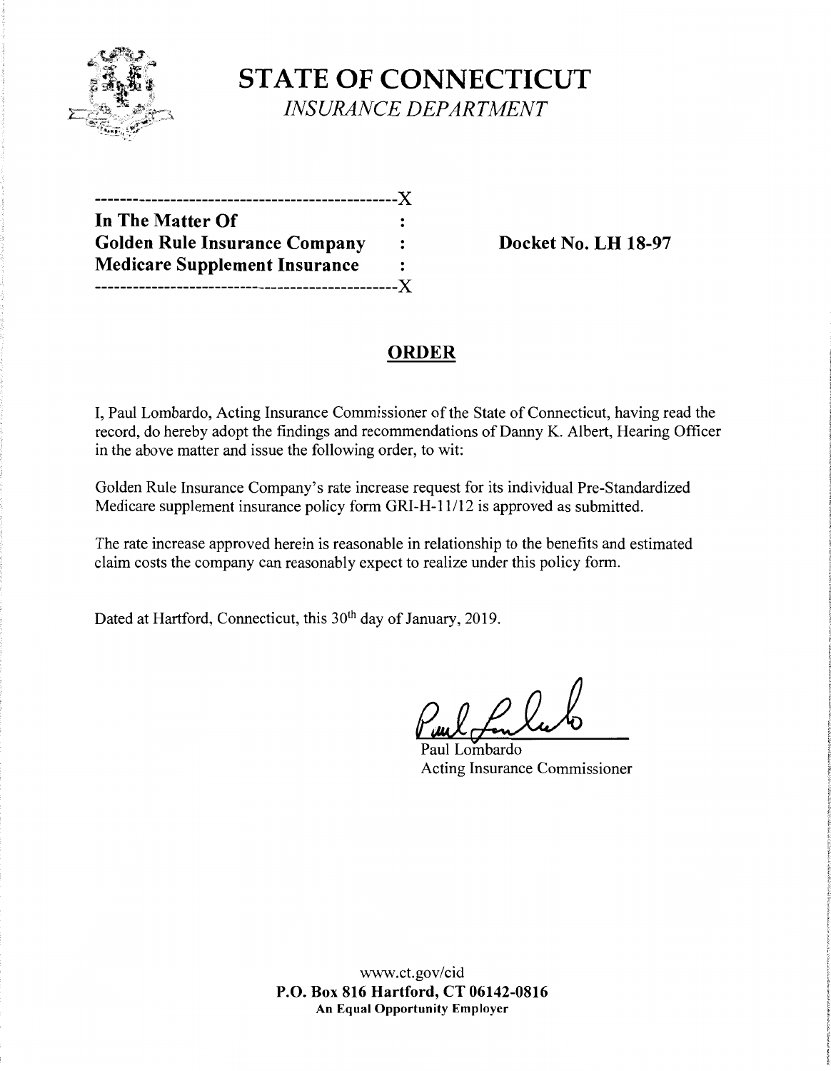# STATE OF CONNECTICUT

*INSURANCE DEPARTMENT*

---------------------------------------------X

**In The Matter Of** :
**Golden Rule Insurance Company** :
**Medicare Supplement Insurance** :

---------------------------------------------X

**Docket No. LH 18-97**

## ORDER

I, Paul Lombardo, Acting Insurance Commissioner of the State of Connecticut, having read the record, do hereby adopt the findings and recommendations of Danny K. Albert, Hearing Officer in the above matter and issue the following order, to wit:

Golden Rule Insurance Company's rate increase request for its individual Pre-Standardized Medicare supplement insurance policy form GRI-H-11/12 is approved as submitted.

The rate increase approved herein is reasonable in relationship to the benefits and estimated claim costs the company can reasonably expect to realize under this policy form.

Dated at Hartford, Connecticut, this 30th day of January, 2019.

Paul Lombardo
Acting Insurance Commissioner

www.ct.gov/cid
**P.O. Box 816 Hartford, CT 06142-0816**
**An Equal Opportunity Employer**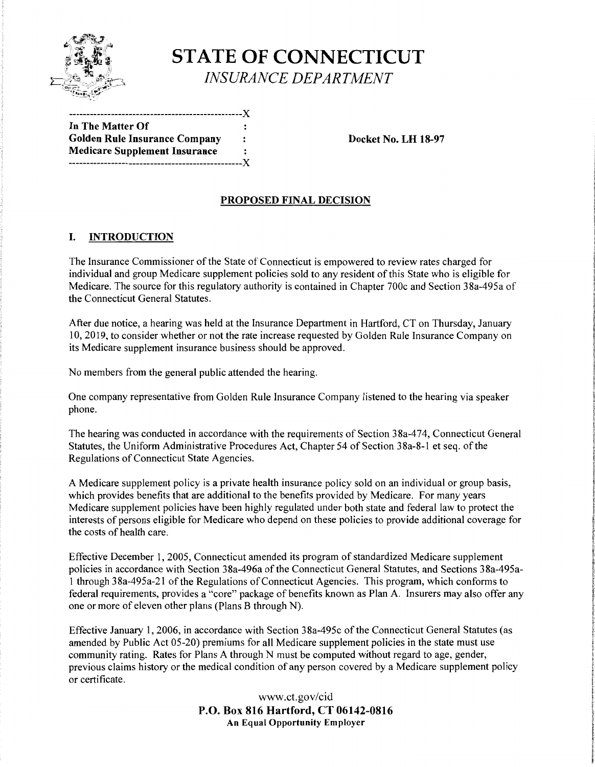# STATE OF CONNECTICUT

*INSURANCE DEPARTMENT*

```
-----------------------------------------------X
In The Matter Of                               :
Golden Rule Insurance Company                  :        Docket No. LH 18-97
Medicare Supplement Insurance                  :
-----------------------------------------------X
```

## PROPOSED FINAL DECISION

### I. INTRODUCTION

The Insurance Commissioner of the State of Connecticut is empowered to review rates charged for individual and group Medicare supplement policies sold to any resident of this State who is eligible for Medicare. The source for this regulatory authority is contained in Chapter 700c and Section 38a-495a of the Connecticut General Statutes.

After due notice, a hearing was held at the Insurance Department in Hartford, CT on Thursday, January 10, 2019, to consider whether or not the rate increase requested by Golden Rule Insurance Company on its Medicare supplement insurance business should be approved.

No members from the general public attended the hearing.

One company representative from Golden Rule Insurance Company listened to the hearing via speaker phone.

The hearing was conducted in accordance with the requirements of Section 38a-474, Connecticut General Statutes, the Uniform Administrative Procedures Act, Chapter 54 of Section 38a-8-1 et seq. of the Regulations of Connecticut State Agencies.

A Medicare supplement policy is a private health insurance policy sold on an individual or group basis, which provides benefits that are additional to the benefits provided by Medicare. For many years Medicare supplement policies have been highly regulated under both state and federal law to protect the interests of persons eligible for Medicare who depend on these policies to provide additional coverage for the costs of health care.

Effective December 1, 2005, Connecticut amended its program of standardized Medicare supplement policies in accordance with Section 38a-496a of the Connecticut General Statutes, and Sections 38a-495a-1 through 38a-495a-21 of the Regulations of Connecticut Agencies. This program, which conforms to federal requirements, provides a "core" package of benefits known as Plan A. Insurers may also offer any one or more of eleven other plans (Plans B through N).

Effective January 1, 2006, in accordance with Section 38a-495c of the Connecticut General Statutes (as amended by Public Act 05-20) premiums for all Medicare supplement policies in the state must use community rating. Rates for Plans A through N must be computed without regard to age, gender, previous claims history or the medical condition of any person covered by a Medicare supplement policy or certificate.

www.ct.gov/cid
**P.O. Box 816 Hartford, CT 06142-0816**
**An Equal Opportunity Employer**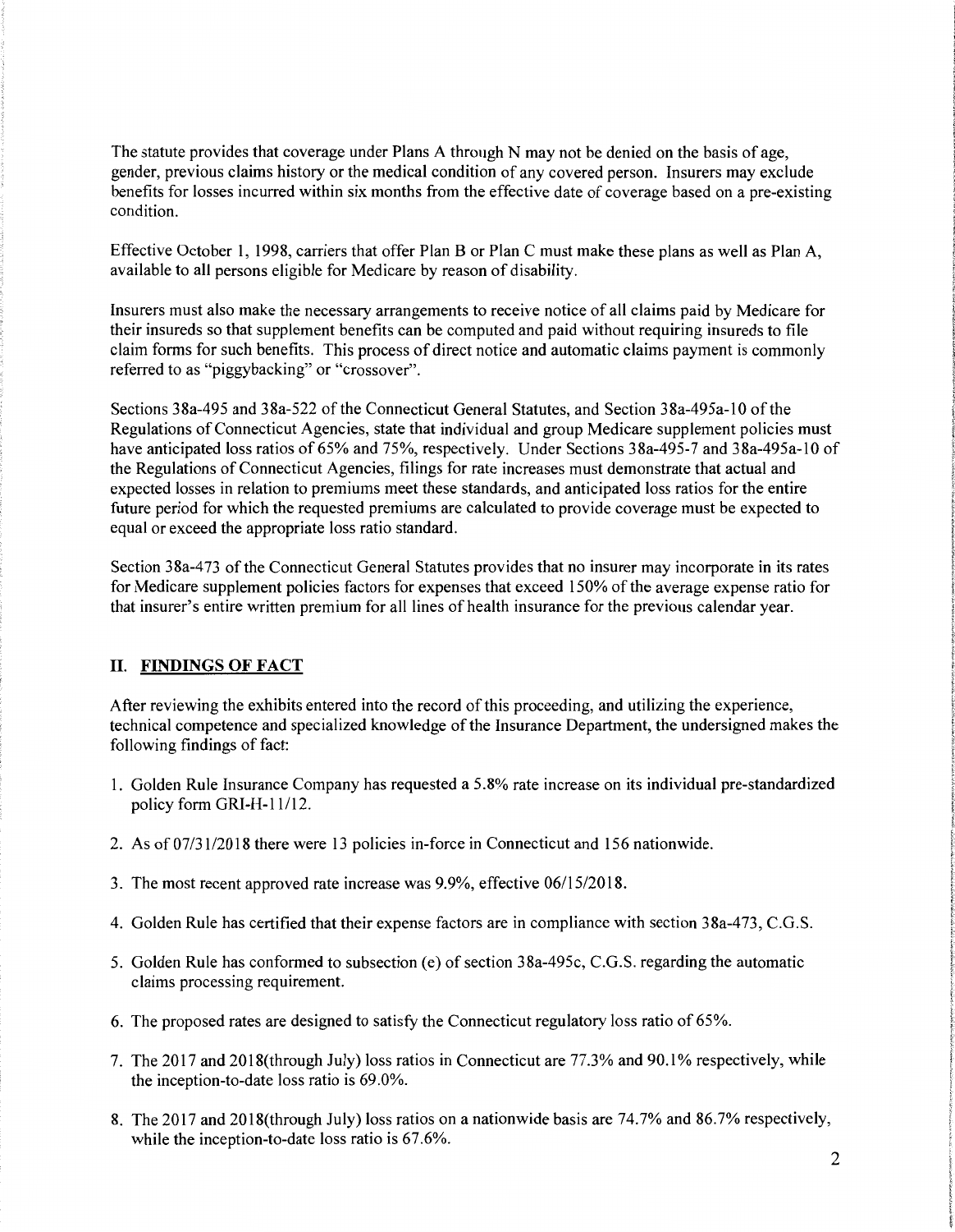The statute provides that coverage under Plans A through N may not be denied on the basis of age, gender, previous claims history or the medical condition of any covered person. Insurers may exclude benefits for losses incurred within six months from the effective date of coverage based on a pre-existing condition.

Effective October 1, 1998, carriers that offer Plan B or Plan C must make these plans as well as Plan A, available to all persons eligible for Medicare by reason of disability.

Insurers must also make the necessary arrangements to receive notice of all claims paid by Medicare for their insureds so that supplement benefits can be computed and paid without requiring insureds to file claim forms for such benefits. This process of direct notice and automatic claims payment is commonly referred to as "piggybacking" or "crossover".

Sections 38a-495 and 38a-522 of the Connecticut General Statutes, and Section 38a-495a-10 of the Regulations of Connecticut Agencies, state that individual and group Medicare supplement policies must have anticipated loss ratios of 65% and 75%, respectively. Under Sections 38a-495-7 and 38a-495a-10 of the Regulations of Connecticut Agencies, filings for rate increases must demonstrate that actual and expected losses in relation to premiums meet these standards, and anticipated loss ratios for the entire future period for which the requested premiums are calculated to provide coverage must be expected to equal or exceed the appropriate loss ratio standard.

Section 38a-473 of the Connecticut General Statutes provides that no insurer may incorporate in its rates for Medicare supplement policies factors for expenses that exceed 150% of the average expense ratio for that insurer's entire written premium for all lines of health insurance for the previous calendar year.

## II. FINDINGS OF FACT

After reviewing the exhibits entered into the record of this proceeding, and utilizing the experience, technical competence and specialized knowledge of the Insurance Department, the undersigned makes the following findings of fact:

1. Golden Rule Insurance Company has requested a 5.8% rate increase on its individual pre-standardized policy form GRI-H-11/12.
2. As of 07/31/2018 there were 13 policies in-force in Connecticut and 156 nationwide.
3. The most recent approved rate increase was 9.9%, effective 06/15/2018.
4. Golden Rule has certified that their expense factors are in compliance with section 38a-473, C.G.S.
5. Golden Rule has conformed to subsection (e) of section 38a-495c, C.G.S. regarding the automatic claims processing requirement.
6. The proposed rates are designed to satisfy the Connecticut regulatory loss ratio of 65%.
7. The 2017 and 2018(through July) loss ratios in Connecticut are 77.3% and 90.1% respectively, while the inception-to-date loss ratio is 69.0%.
8. The 2017 and 2018(through July) loss ratios on a nationwide basis are 74.7% and 86.7% respectively, while the inception-to-date loss ratio is 67.6%.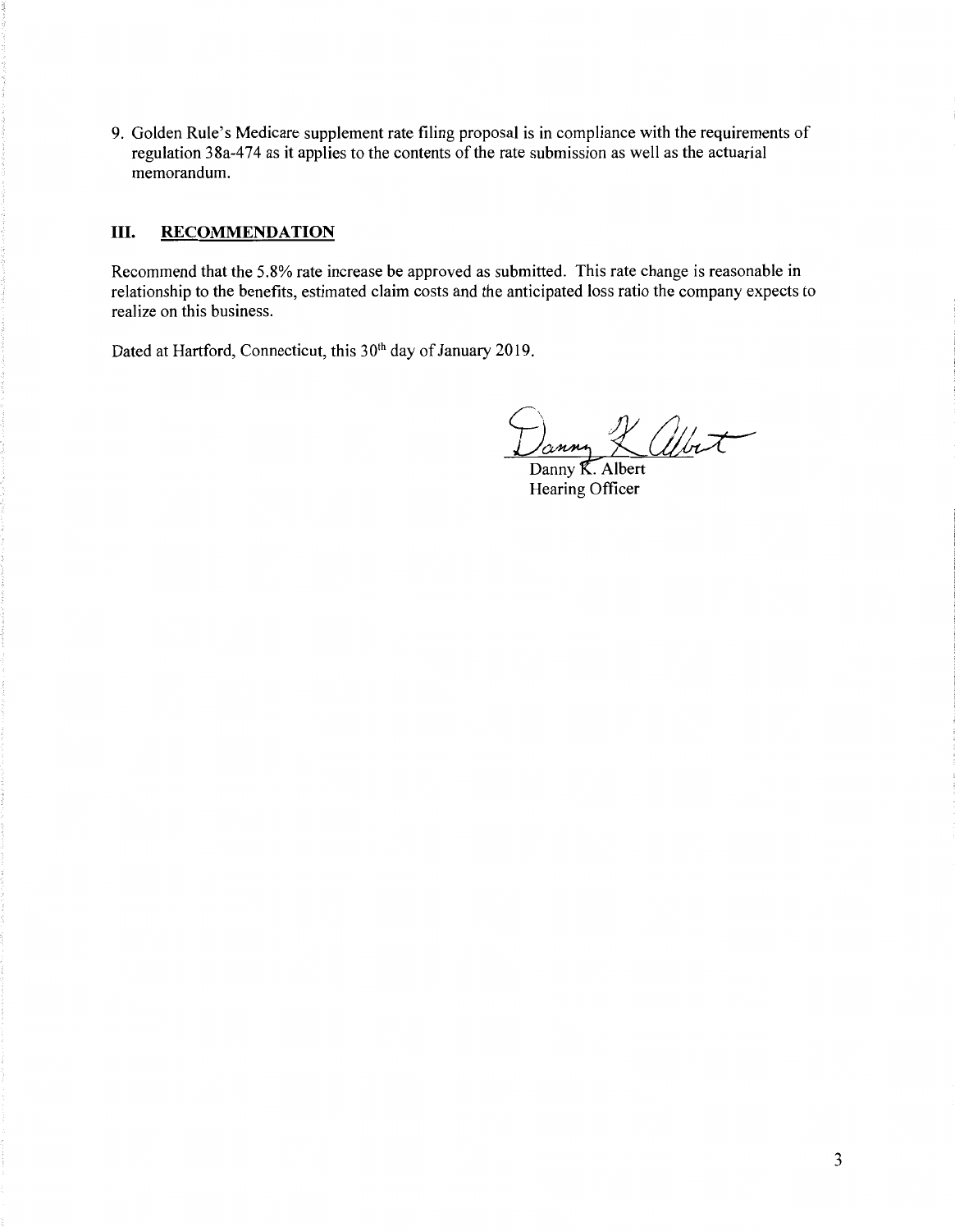9. Golden Rule's Medicare supplement rate filing proposal is in compliance with the requirements of regulation 38a-474 as it applies to the contents of the rate submission as well as the actuarial memorandum.

## III. RECOMMENDATION

Recommend that the 5.8% rate increase be approved as submitted. This rate change is reasonable in relationship to the benefits, estimated claim costs and the anticipated loss ratio the company expects to realize on this business.

Dated at Hartford, Connecticut, this 30th day of January 2019.

Danny K. Albert
Hearing Officer